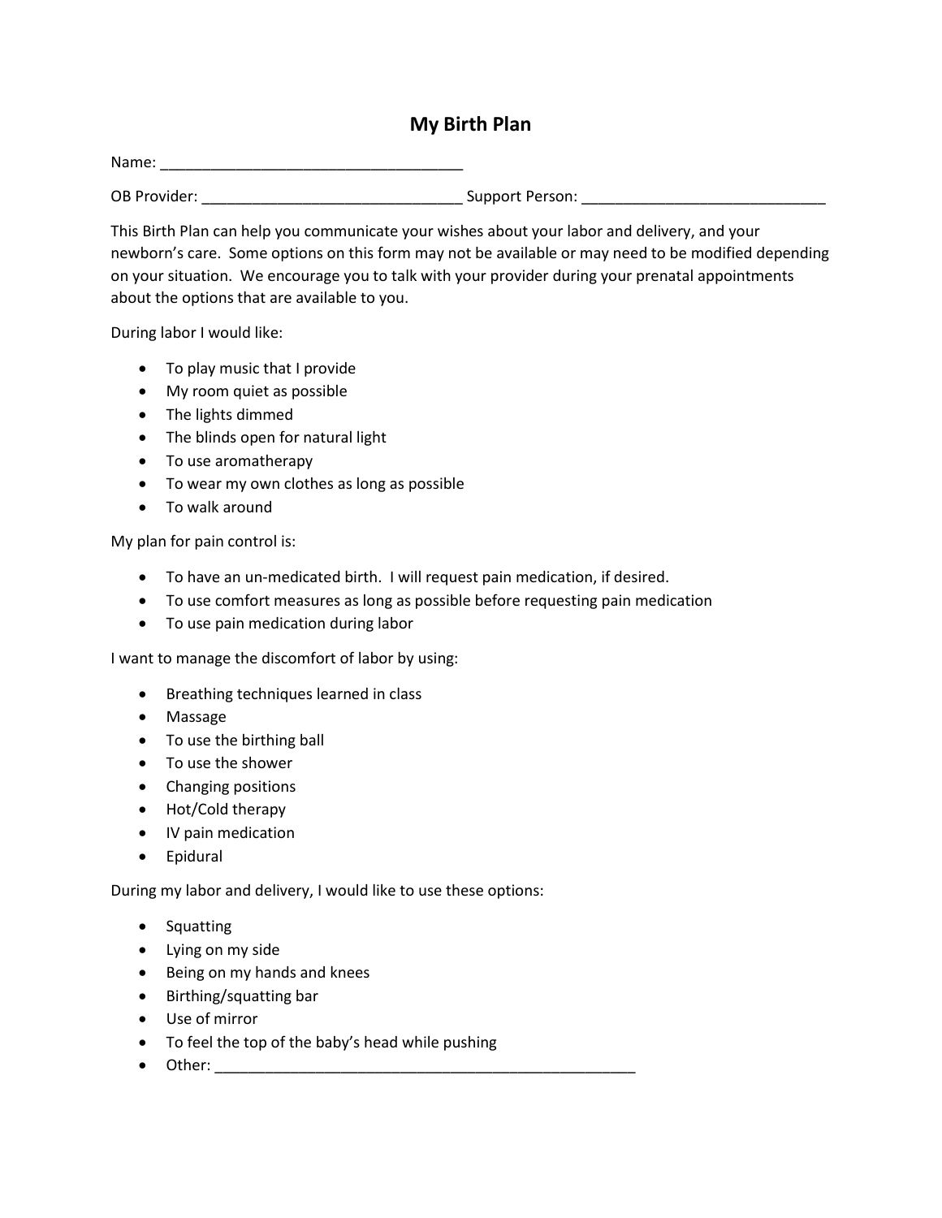# My Birth Plan

Name: ____________________________________

OB Provider: _______________________________ Support Person: _____________________________

This Birth Plan can help you communicate your wishes about your labor and delivery, and your newborn's care. Some options on this form may not be available or may need to be modified depending on your situation. We encourage you to talk with your provider during your prenatal appointments about the options that are available to you.

During labor I would like:

- To play music that I provide
- My room quiet as possible
- The lights dimmed
- The blinds open for natural light
- To use aromatherapy
- To wear my own clothes as long as possible
- To walk around

My plan for pain control is:

- To have an un-medicated birth. I will request pain medication, if desired.
- To use comfort measures as long as possible before requesting pain medication
- To use pain medication during labor

I want to manage the discomfort of labor by using:

- Breathing techniques learned in class
- Massage
- To use the birthing ball
- To use the shower
- Changing positions
- Hot/Cold therapy
- IV pain medication
- Epidural

During my labor and delivery, I would like to use these options:

- Squatting
- Lying on my side
- Being on my hands and knees
- Birthing/squatting bar
- Use of mirror
- To feel the top of the baby's head while pushing
- Other: ____________________________________________________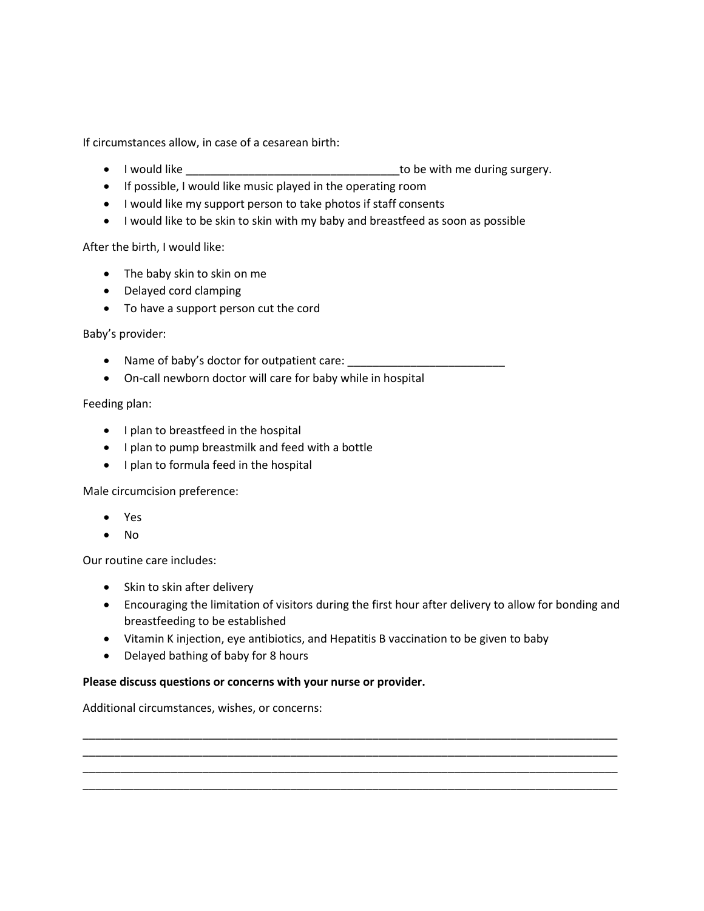If circumstances allow, in case of a cesarean birth:

- I would like __________________________________to be with me during surgery.
- If possible, I would like music played in the operating room
- I would like my support person to take photos if staff consents
- I would like to be skin to skin with my baby and breastfeed as soon as possible

After the birth, I would like:

- The baby skin to skin on me
- Delayed cord clamping
- To have a support person cut the cord

Baby's provider:

- Name of baby's doctor for outpatient care: _________________________
- On-call newborn doctor will care for baby while in hospital

Feeding plan:

- I plan to breastfeed in the hospital
- I plan to pump breastmilk and feed with a bottle
- I plan to formula feed in the hospital

Male circumcision preference:

- Yes
- No

Our routine care includes:

- Skin to skin after delivery
- Encouraging the limitation of visitors during the first hour after delivery to allow for bonding and breastfeeding to be established
- Vitamin K injection, eye antibiotics, and Hepatitis B vaccination to be given to baby
- Delayed bathing of baby for 8 hours

**Please discuss questions or concerns with your nurse or provider.**

Additional circumstances, wishes, or concerns:

_____________________________________________________________________________________
_____________________________________________________________________________________
_____________________________________________________________________________________
_____________________________________________________________________________________